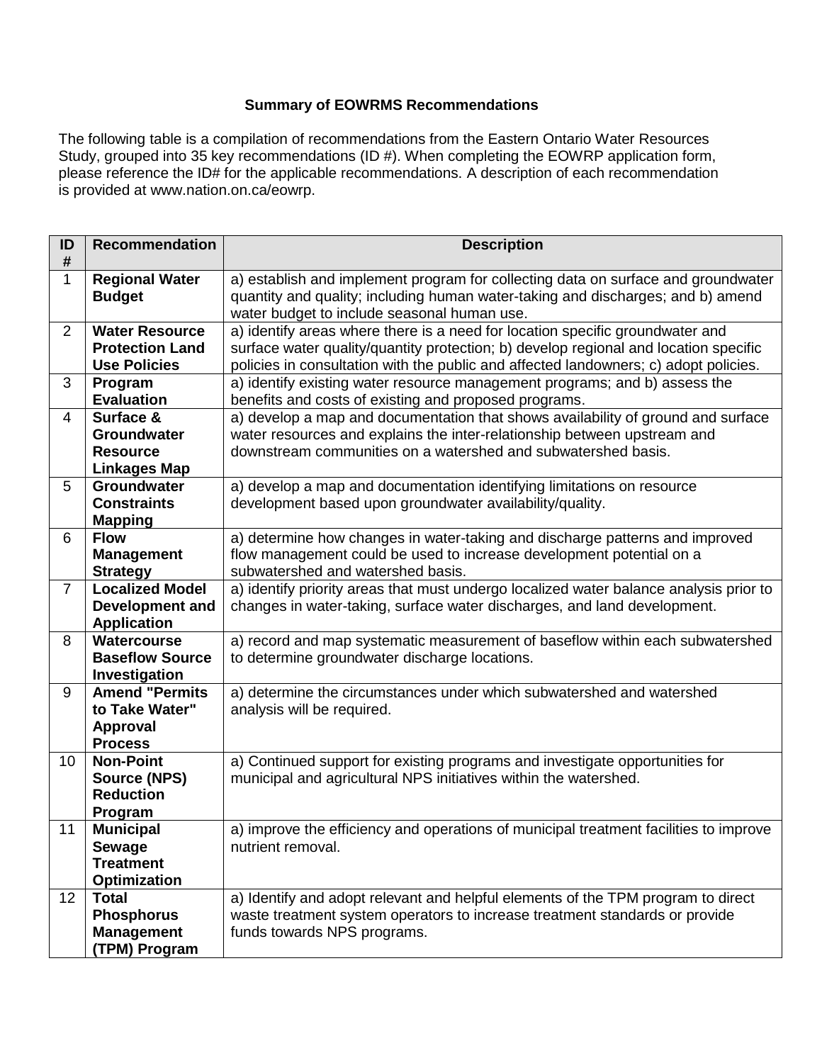## Summary of EOWRMS Recommendations

The following table is a compilation of recommendations from the Eastern Ontario Water Resources Study, grouped into 35 key recommendations (ID #). When completing the EOWRP application form, please reference the ID# for the applicable recommendations. A description of each recommendation is provided at www.nation.on.ca/eowrp.

| ID # | Recommendation | Description |
|---|---|---|
| 1 | **Regional Water Budget** | a) establish and implement program for collecting data on surface and groundwater quantity and quality; including human water-taking and discharges; and b) amend water budget to include seasonal human use. |
| 2 | **Water Resource Protection Land Use Policies** | a) identify areas where there is a need for location specific groundwater and surface water quality/quantity protection; b) develop regional and location specific policies in consultation with the public and affected landowners; c) adopt policies. |
| 3 | **Program Evaluation** | a) identify existing water resource management programs; and b) assess the benefits and costs of existing and proposed programs. |
| 4 | **Surface & Groundwater Resource Linkages Map** | a) develop a map and documentation that shows availability of ground and surface water resources and explains the inter-relationship between upstream and downstream communities on a watershed and subwatershed basis. |
| 5 | **Groundwater Constraints Mapping** | a) develop a map and documentation identifying limitations on resource development based upon groundwater availability/quality. |
| 6 | **Flow Management Strategy** | a) determine how changes in water-taking and discharge patterns and improved flow management could be used to increase development potential on a subwatershed and watershed basis. |
| 7 | **Localized Model Development and Application** | a) identify priority areas that must undergo localized water balance analysis prior to changes in water-taking, surface water discharges, and land development. |
| 8 | **Watercourse Baseflow Source Investigation** | a) record and map systematic measurement of baseflow within each subwatershed to determine groundwater discharge locations. |
| 9 | **Amend "Permits to Take Water" Approval Process** | a) determine the circumstances under which subwatershed and watershed analysis will be required. |
| 10 | **Non-Point Source (NPS) Reduction Program** | a) Continued support for existing programs and investigate opportunities for municipal and agricultural NPS initiatives within the watershed. |
| 11 | **Municipal Sewage Treatment Optimization** | a) improve the efficiency and operations of municipal treatment facilities to improve nutrient removal. |
| 12 | **Total Phosphorus Management (TPM) Program** | a) Identify and adopt relevant and helpful elements of the TPM program to direct waste treatment system operators to increase treatment standards or provide funds towards NPS programs. |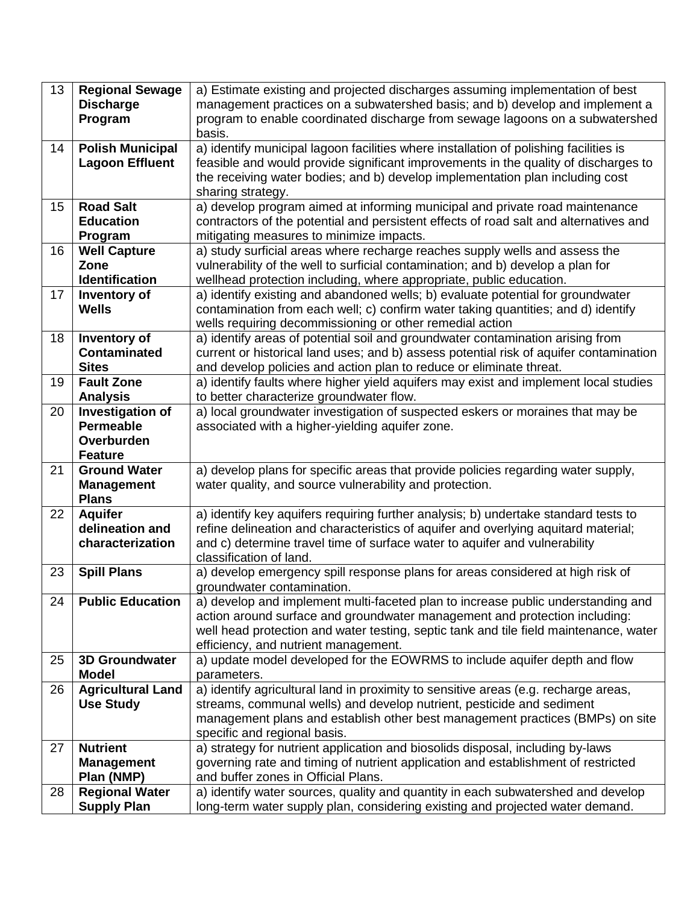| | | |
|---|---|---|
| 13 | **Regional Sewage Discharge Program** | a) Estimate existing and projected discharges assuming implementation of best management practices on a subwatershed basis; and b) develop and implement a program to enable coordinated discharge from sewage lagoons on a subwatershed basis. |
| 14 | **Polish Municipal Lagoon Effluent** | a) identify municipal lagoon facilities where installation of polishing facilities is feasible and would provide significant improvements in the quality of discharges to the receiving water bodies; and b) develop implementation plan including cost sharing strategy. |
| 15 | **Road Salt Education Program** | a) develop program aimed at informing municipal and private road maintenance contractors of the potential and persistent effects of road salt and alternatives and mitigating measures to minimize impacts. |
| 16 | **Well Capture Zone Identification** | a) study surficial areas where recharge reaches supply wells and assess the vulnerability of the well to surficial contamination; and b) develop a plan for wellhead protection including, where appropriate, public education. |
| 17 | **Inventory of Wells** | a) identify existing and abandoned wells; b) evaluate potential for groundwater contamination from each well; c) confirm water taking quantities; and d) identify wells requiring decommissioning or other remedial action |
| 18 | **Inventory of Contaminated Sites** | a) identify areas of potential soil and groundwater contamination arising from current or historical land uses; and b) assess potential risk of aquifer contamination and develop policies and action plan to reduce or eliminate threat. |
| 19 | **Fault Zone Analysis** | a) identify faults where higher yield aquifers may exist and implement local studies to better characterize groundwater flow. |
| 20 | **Investigation of Permeable Overburden Feature** | a) local groundwater investigation of suspected eskers or moraines that may be associated with a higher-yielding aquifer zone. |
| 21 | **Ground Water Management Plans** | a) develop plans for specific areas that provide policies regarding water supply, water quality, and source vulnerability and protection. |
| 22 | **Aquifer delineation and characterization** | a) identify key aquifers requiring further analysis; b) undertake standard tests to refine delineation and characteristics of aquifer and overlying aquitard material; and c) determine travel time of surface water to aquifer and vulnerability classification of land. |
| 23 | **Spill Plans** | a) develop emergency spill response plans for areas considered at high risk of groundwater contamination. |
| 24 | **Public Education** | a) develop and implement multi-faceted plan to increase public understanding and action around surface and groundwater management and protection including: well head protection and water testing, septic tank and tile field maintenance, water efficiency, and nutrient management. |
| 25 | **3D Groundwater Model** | a) update model developed for the EOWRMS to include aquifer depth and flow parameters. |
| 26 | **Agricultural Land Use Study** | a) identify agricultural land in proximity to sensitive areas (e.g. recharge areas, streams, communal wells) and develop nutrient, pesticide and sediment management plans and establish other best management practices (BMPs) on site specific and regional basis. |
| 27 | **Nutrient Management Plan (NMP)** | a) strategy for nutrient application and biosolids disposal, including by-laws governing rate and timing of nutrient application and establishment of restricted and buffer zones in Official Plans. |
| 28 | **Regional Water Supply Plan** | a) identify water sources, quality and quantity in each subwatershed and develop long-term water supply plan, considering existing and projected water demand. |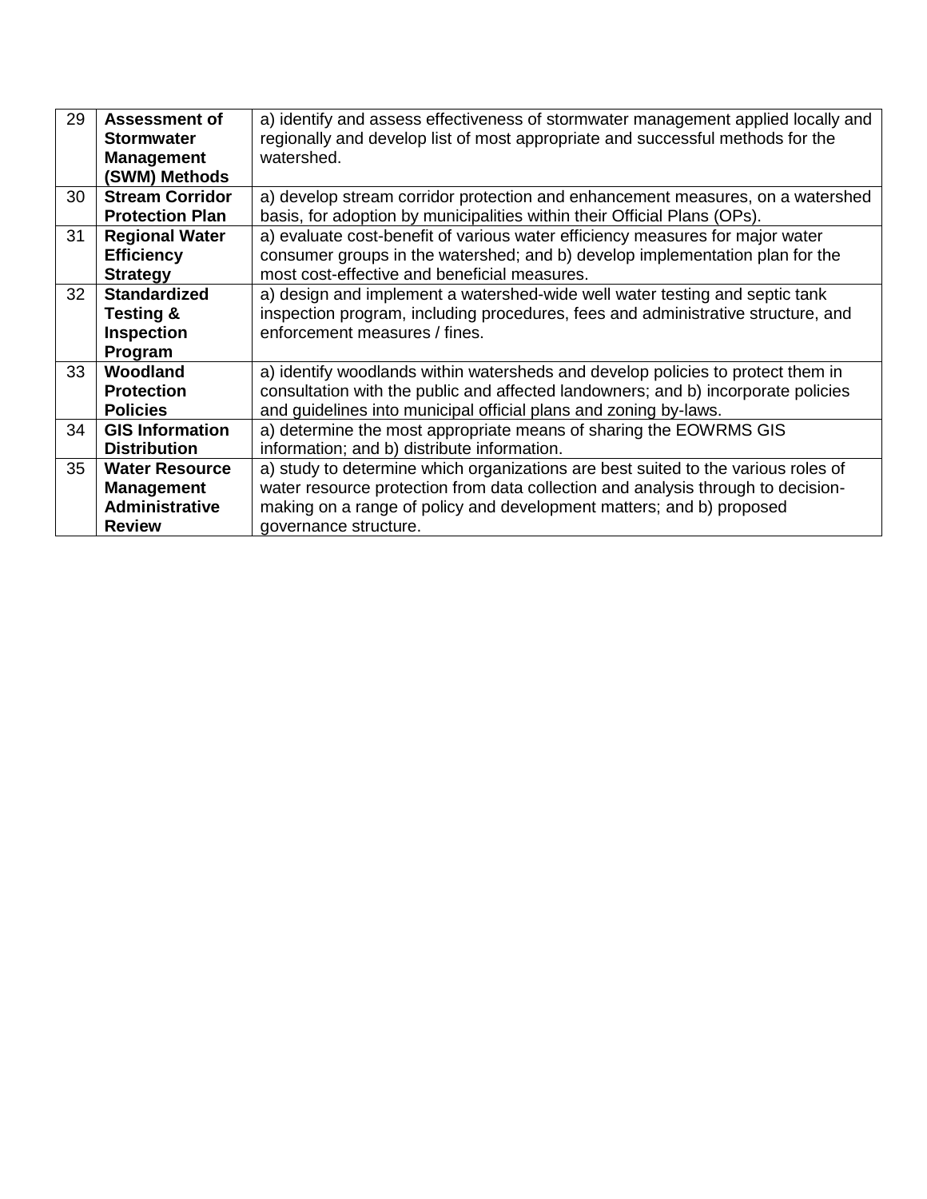| | | |
|---|---|---|
| 29 | **Assessment of Stormwater Management (SWM) Methods** | a) identify and assess effectiveness of stormwater management applied locally and regionally and develop list of most appropriate and successful methods for the watershed. |
| 30 | **Stream Corridor Protection Plan** | a) develop stream corridor protection and enhancement measures, on a watershed basis, for adoption by municipalities within their Official Plans (OPs). |
| 31 | **Regional Water Efficiency Strategy** | a) evaluate cost-benefit of various water efficiency measures for major water consumer groups in the watershed; and b) develop implementation plan for the most cost-effective and beneficial measures. |
| 32 | **Standardized Testing & Inspection Program** | a) design and implement a watershed-wide well water testing and septic tank inspection program, including procedures, fees and administrative structure, and enforcement measures / fines. |
| 33 | **Woodland Protection Policies** | a) identify woodlands within watersheds and develop policies to protect them in consultation with the public and affected landowners; and b) incorporate policies and guidelines into municipal official plans and zoning by-laws. |
| 34 | **GIS Information Distribution** | a) determine the most appropriate means of sharing the EOWRMS GIS information; and b) distribute information. |
| 35 | **Water Resource Management Administrative Review** | a) study to determine which organizations are best suited to the various roles of water resource protection from data collection and analysis through to decision-making on a range of policy and development matters; and b) proposed governance structure. |